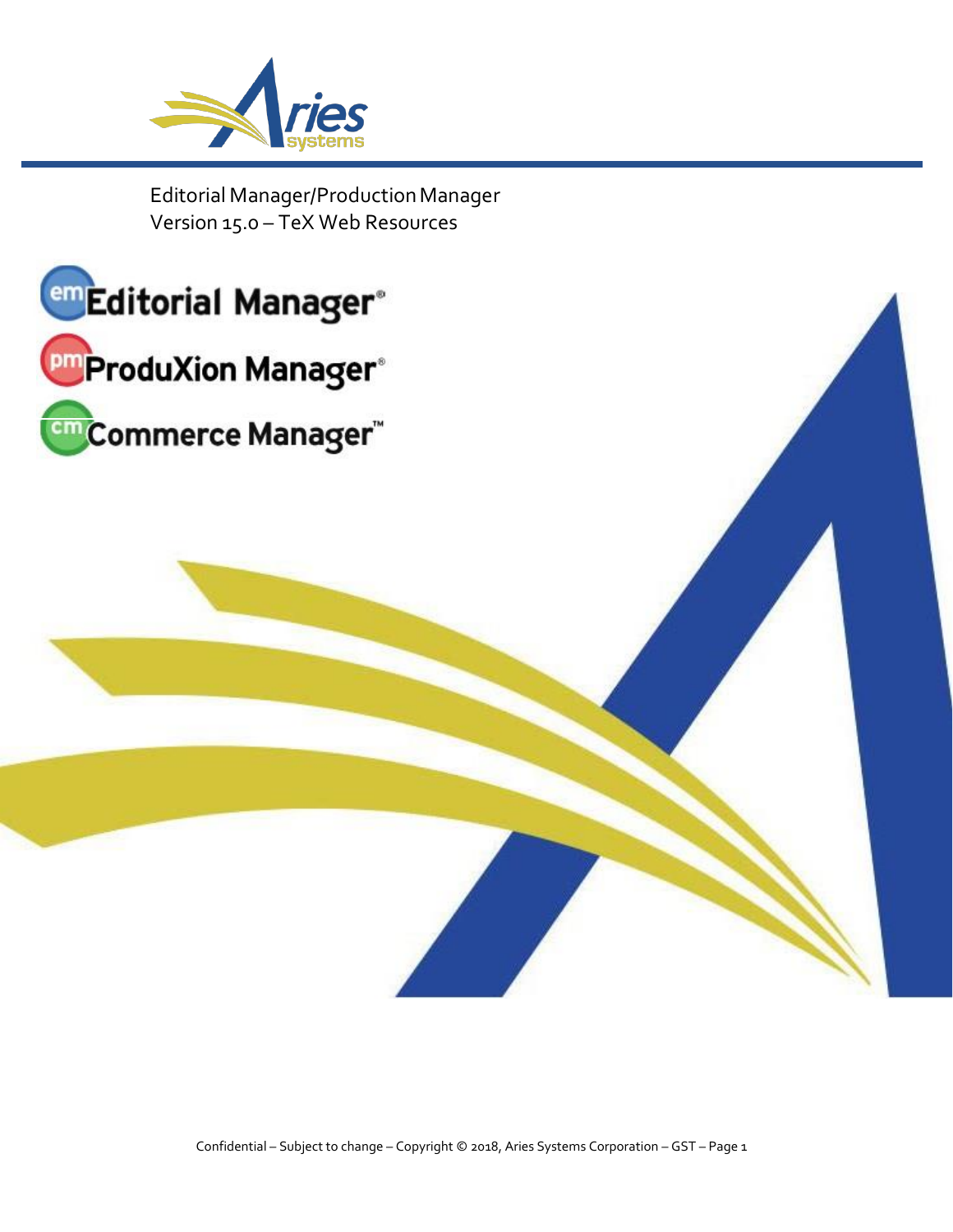Editorial Manager/Production Manager
Version 15.0 – TeX Web Resources

Editorial Manager®

ProduXion Manager®

Commerce Manager™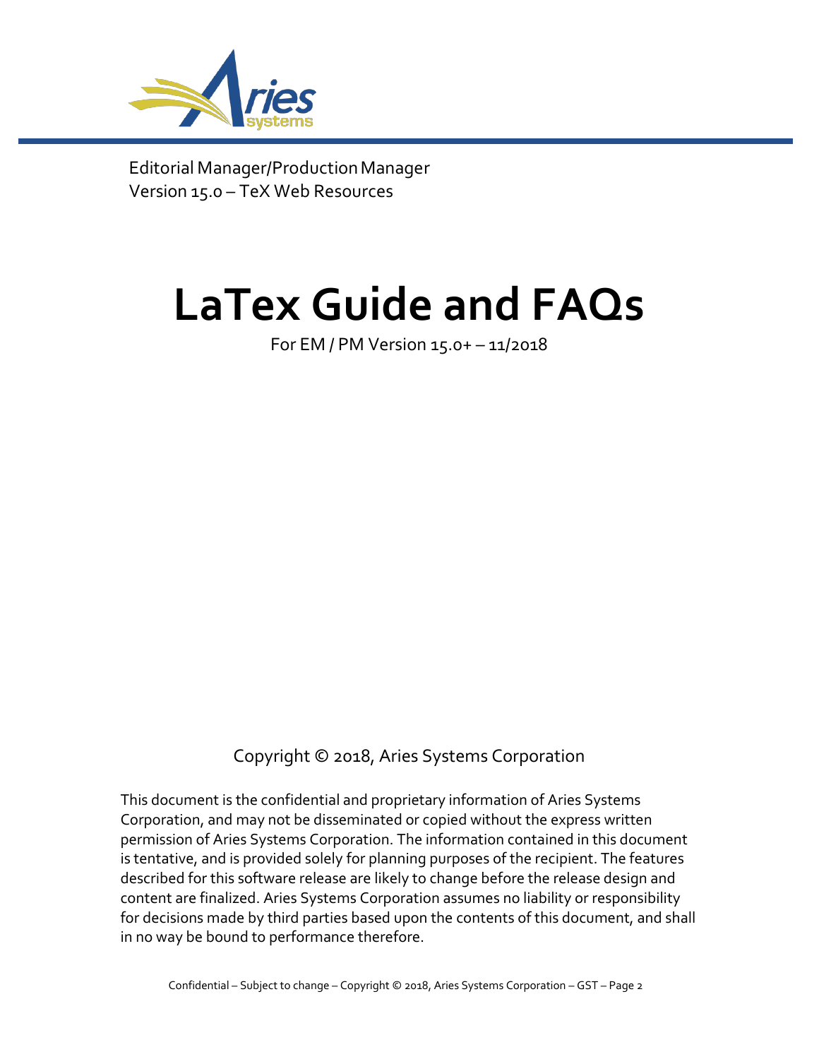Editorial Manager/Production Manager
Version 15.0 – TeX Web Resources

# LaTex Guide and FAQs

For EM / PM Version 15.0+ – 11/2018

Copyright © 2018, Aries Systems Corporation

This document is the confidential and proprietary information of Aries Systems Corporation, and may not be disseminated or copied without the express written permission of Aries Systems Corporation. The information contained in this document is tentative, and is provided solely for planning purposes of the recipient. The features described for this software release are likely to change before the release design and content are finalized. Aries Systems Corporation assumes no liability or responsibility for decisions made by third parties based upon the contents of this document, and shall in no way be bound to performance therefore.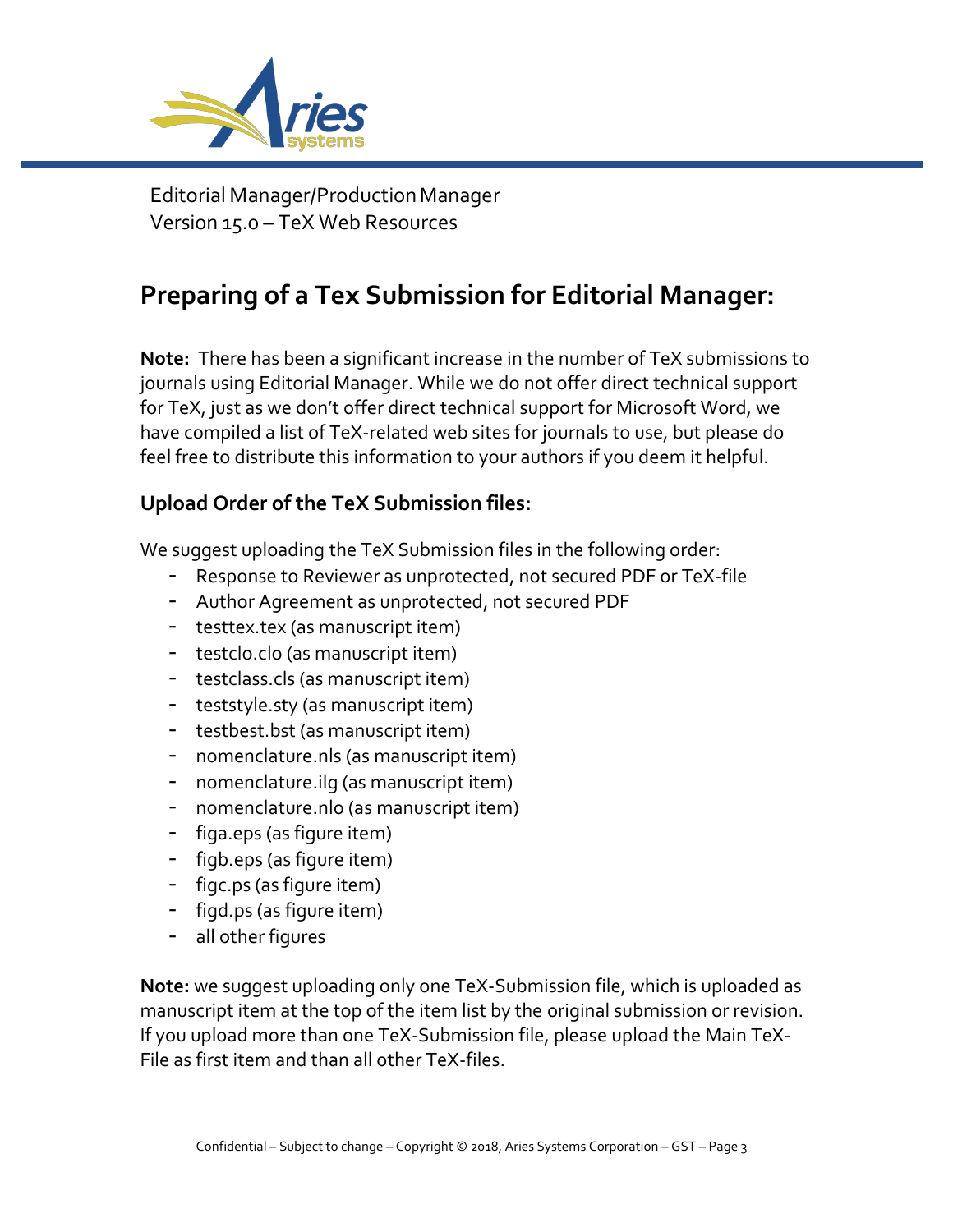Editorial Manager/Production Manager
Version 15.0 – TeX Web Resources

# Preparing of a Tex Submission for Editorial Manager:

**Note:** There has been a significant increase in the number of TeX submissions to journals using Editorial Manager. While we do not offer direct technical support for TeX, just as we don't offer direct technical support for Microsoft Word, we have compiled a list of TeX-related web sites for journals to use, but please do feel free to distribute this information to your authors if you deem it helpful.

## Upload Order of the TeX Submission files:

We suggest uploading the TeX Submission files in the following order:

- Response to Reviewer as unprotected, not secured PDF or TeX-file
- Author Agreement as unprotected, not secured PDF
- testtex.tex (as manuscript item)
- testclo.clo (as manuscript item)
- testclass.cls (as manuscript item)
- teststyle.sty (as manuscript item)
- testbest.bst (as manuscript item)
- nomenclature.nls (as manuscript item)
- nomenclature.ilg (as manuscript item)
- nomenclature.nlo (as manuscript item)
- figa.eps (as figure item)
- figb.eps (as figure item)
- figc.ps (as figure item)
- figd.ps (as figure item)
- all other figures

**Note:** we suggest uploading only one TeX-Submission file, which is uploaded as manuscript item at the top of the item list by the original submission or revision. If you upload more than one TeX-Submission file, please upload the Main TeX-File as first item and than all other TeX-files.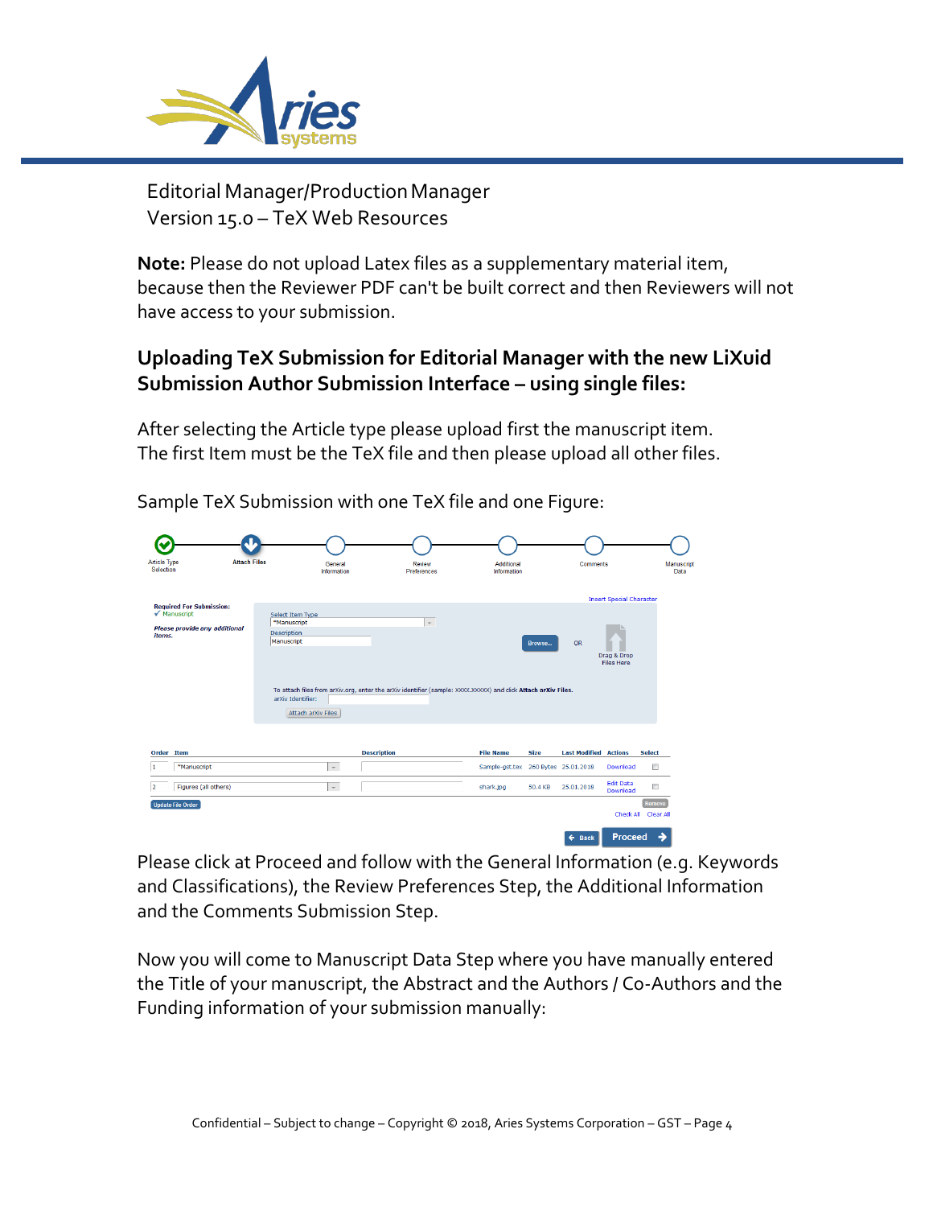Editorial Manager/Production Manager
Version 15.0 – TeX Web Resources

**Note:** Please do not upload Latex files as a supplementary material item, because then the Reviewer PDF can't be built correct and then Reviewers will not have access to your submission.

## Uploading TeX Submission for Editorial Manager with the new LiXuid Submission Author Submission Interface – using single files:

After selecting the Article type please upload first the manuscript item. The first Item must be the TeX file and then please upload all other files.

Sample TeX Submission with one TeX file and one Figure:

Please click at Proceed and follow with the General Information (e.g. Keywords and Classifications), the Review Preferences Step, the Additional Information and the Comments Submission Step.

Now you will come to Manuscript Data Step where you have manually entered the Title of your manuscript, the Abstract and the Authors / Co-Authors and the Funding information of your submission manually: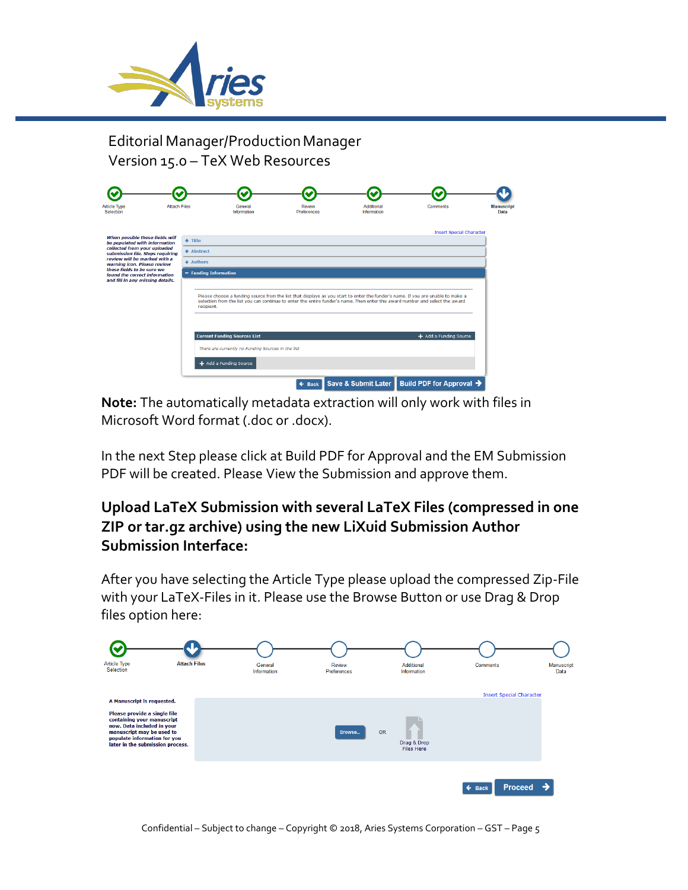**Note:** The automatically metadata extraction will only work with files in Microsoft Word format (.doc or .docx).

In the next Step please click at Build PDF for Approval and the EM Submission PDF will be created. Please View the Submission and approve them.

## Upload LaTeX Submission with several LaTeX Files (compressed in one ZIP or tar.gz archive) using the new LiXuid Submission Author Submission Interface:

After you have selecting the Article Type please upload the compressed Zip-File with your LaTeX-Files in it. Please use the Browse Button or use Drag & Drop files option here: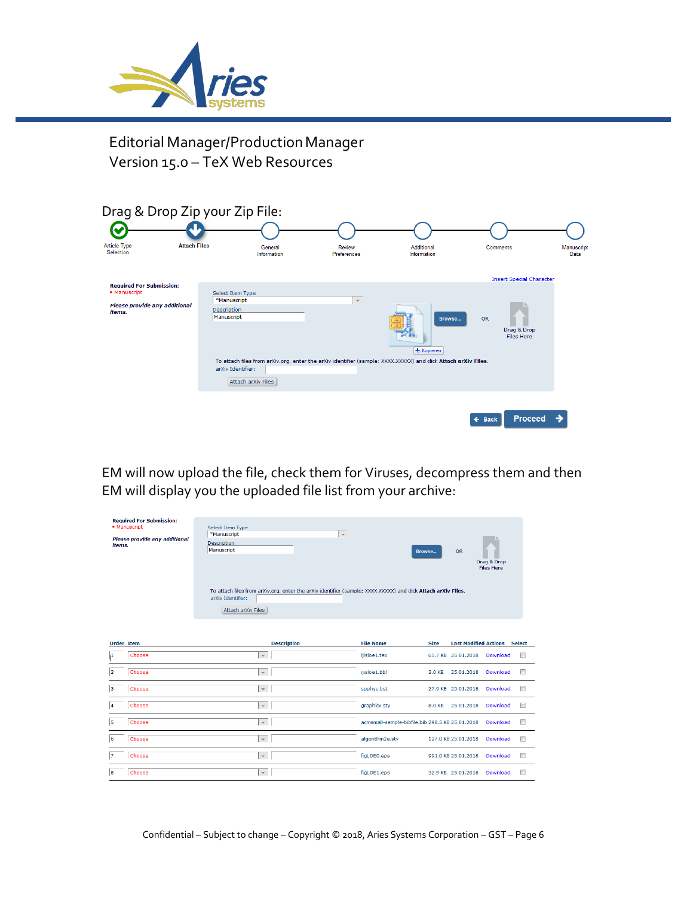Editorial Manager/Production Manager
Version 15.0 – TeX Web Resources

Drag & Drop Zip your Zip File:

Article Type Selection | Attach Files | General Information | Review Preferences | Additional Information | Comments | Manuscript Data

Insert Special Character

**Required For Submission:**
• Manuscript

***Please provide any additional items.***

Select Item Type
*Manuscript

Description
Manuscript

Browse... OR Drag & Drop Files Here

+ Kopieren

To attach files from arXiv.org, enter the arXiv identifier (sample: XXXX.XXXXX) and click **Attach arXiv Files**.
arXiv Identifier:

Attach arXiv Files

Back | Proceed

EM will now upload the file, check them for Viruses, decompress them and then EM will display you the uploaded file list from your archive:

**Required For Submission:**
• Manuscript

***Please provide any additional items.***

Select Item Type
*Manuscript

Description
Manuscript

Browse... OR Drag & Drop Files Here

To attach files from arXiv.org, enter the arXiv identifier (sample: XXXX.XXXXX) and click **Attach arXiv Files**.
arXiv Identifier:

Attach arXiv Files

| Order | Item | Description | File Name | Size | Last Modified | Actions | Select |
|---|---|---|---|---|---|---|---|
| 1 | Choose | | ijisloe1.tex | 65.7 KB | 25.01.2018 | Download | |
| 2 | Choose | | ijisloe1.bbl | 3.0 KB | 25.01.2018 | Download | |
| 3 | Choose | | spphys.bst | 27.9 KB | 25.01.2018 | Download | |
| 4 | Choose | | graphicx.sty | 8.0 KB | 25.01.2018 | Download | |
| 5 | Choose | | acmsmall-sample-bibfile.bib | 298.5 KB | 25.01.2018 | Download | |
| 6 | Choose | | algorithm2e.sty | 127.0 KB | 25.01.2018 | Download | |
| 7 | Choose | | figLOE0.eps | 991.0 KB | 25.01.2018 | Download | |
| 8 | Choose | | figLOE1.eps | 32.9 KB | 25.01.2018 | Download | |

Confidential – Subject to change – Copyright © 2018, Aries Systems Corporation – GST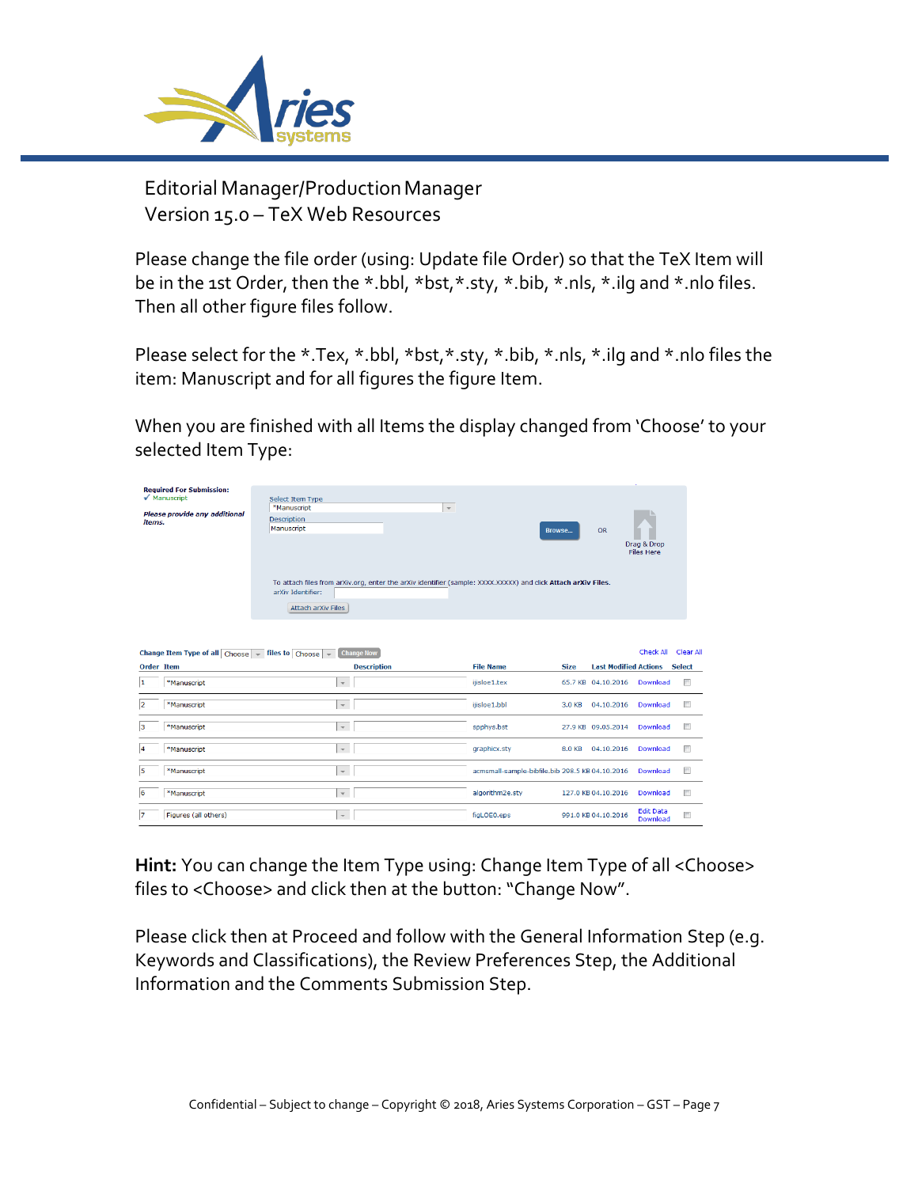Editorial Manager/Production Manager
Version 15.0 – TeX Web Resources

Please change the file order (using: Update file Order) so that the TeX Item will be in the 1st Order, then the *.bbl, *bst,*.sty, *.bib, *.nls, *.ilg and *.nlo files. Then all other figure files follow.

Please select for the *.Tex, *.bbl, *bst,*.sty, *.bib, *.nls, *.ilg and *.nlo files the item: Manuscript and for all figures the figure Item.

When you are finished with all Items the display changed from 'Choose' to your selected Item Type:

**Required For Submission:**
✓ Manuscript

*Please provide any additional items.*

Select Item Type: *Manuscript
Description: Manuscript
Browse... OR Drag & Drop Files Here

To attach files from arxiv.org, enter the arxiv identifier (sample: XXXX.XXXXX) and click **Attach arXiv Files.**
arXiv Identifier:
Attach arXiv Files

**Change Item Type of all** Choose **files to** Choose Change Now — Check All Clear All

| Order | Item | Description | File Name | Size | Last Modified | Actions | Select |
|---|---|---|---|---|---|---|---|
| 1 | *Manuscript | | ijisloe1.tex | 65.7 KB | 04.10.2016 | Download | |
| 2 | *Manuscript | | ijisloe1.bbl | 3.0 KB | 04.10.2016 | Download | |
| 3 | *Manuscript | | spphys.bst | 27.9 KB | 09.05.2014 | Download | |
| 4 | *Manuscript | | graphicx.sty | 8.0 KB | 04.10.2016 | Download | |
| 5 | *Manuscript | | acmsmall-sample-bibfile.bib | 208.5 KB | 04.10.2016 | Download | |
| 6 | *Manuscript | | algorithm2e.sty | 127.0 KB | 04.10.2016 | Download | |
| 7 | Figures (all others) | | figLOEO.eps | 991.0 KB | 04.10.2016 | Edit Data Download | |

**Hint:** You can change the Item Type using: Change Item Type of all <Choose> files to <Choose> and click then at the button: "Change Now".

Please click then at Proceed and follow with the General Information Step (e.g. Keywords and Classifications), the Review Preferences Step, the Additional Information and the Comments Submission Step.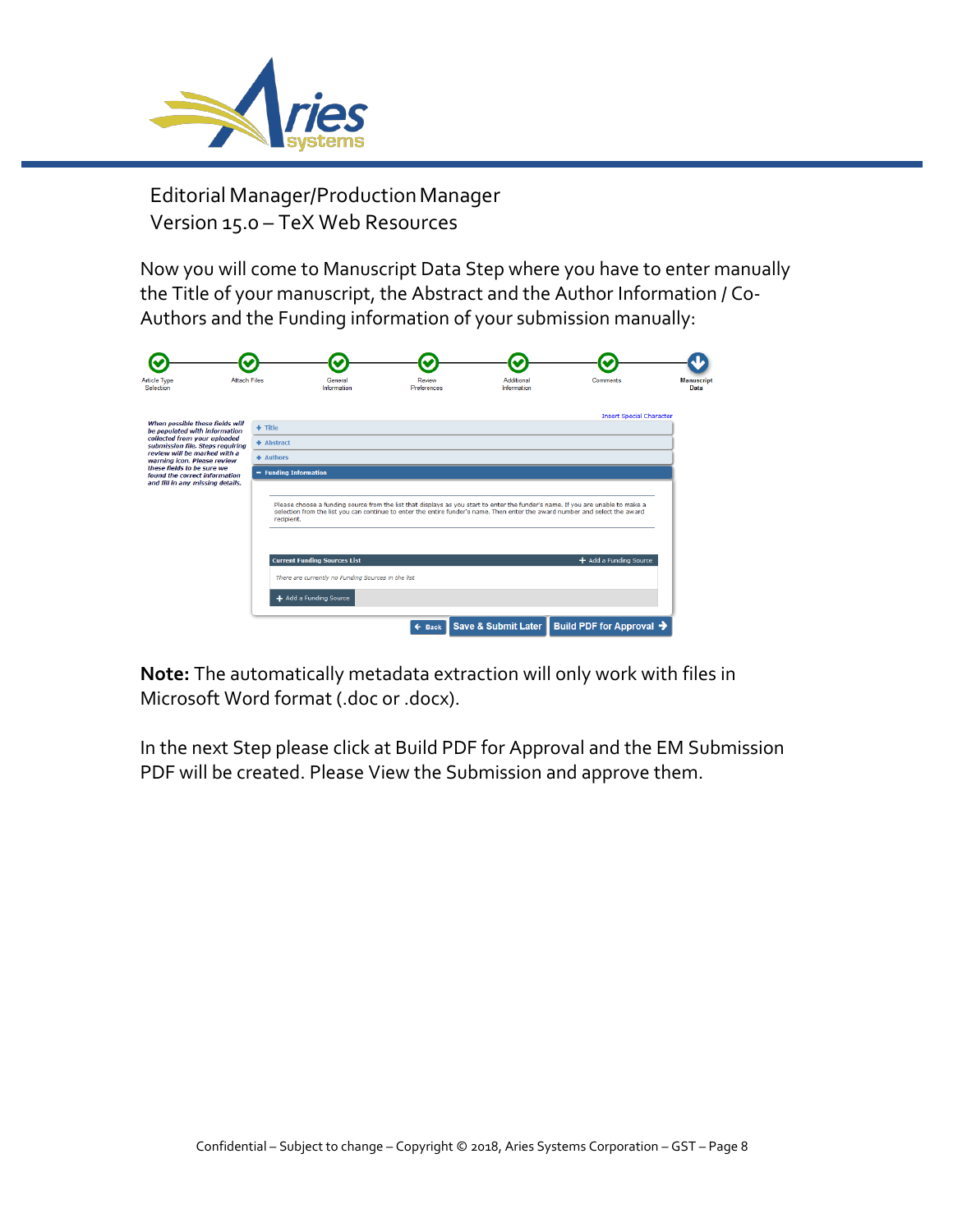Now you will come to Manuscript Data Step where you have to enter manually the Title of your manuscript, the Abstract and the Author Information / Co-Authors and the Funding information of your submission manually:

**Note:** The automatically metadata extraction will only work with files in Microsoft Word format (.doc or .docx).

In the next Step please click at Build PDF for Approval and the EM Submission PDF will be created. Please View the Submission and approve them.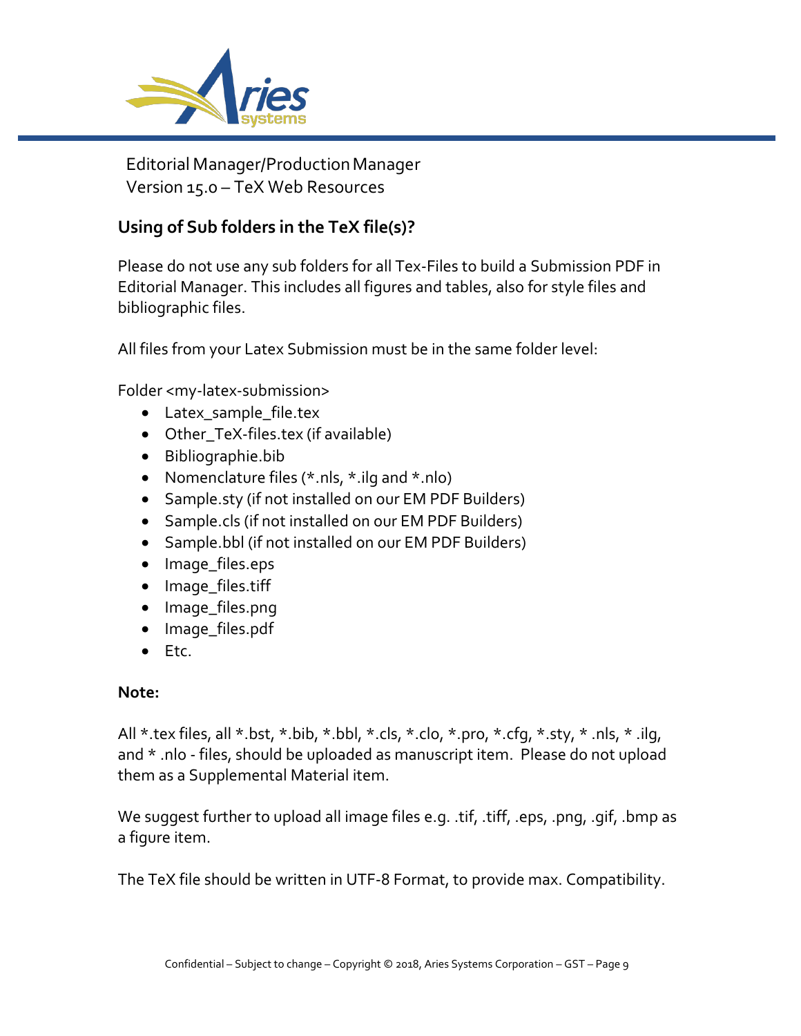Editorial Manager/Production Manager
Version 15.0 – TeX Web Resources

## Using of Sub folders in the TeX file(s)?

Please do not use any sub folders for all Tex-Files to build a Submission PDF in Editorial Manager. This includes all figures and tables, also for style files and bibliographic files.

All files from your Latex Submission must be in the same folder level:

Folder <my-latex-submission>

- Latex_sample_file.tex
- Other_TeX-files.tex (if available)
- Bibliographie.bib
- Nomenclature files (*.nls, *.ilg and *.nlo)
- Sample.sty (if not installed on our EM PDF Builders)
- Sample.cls (if not installed on our EM PDF Builders)
- Sample.bbl (if not installed on our EM PDF Builders)
- Image_files.eps
- Image_files.tiff
- Image_files.png
- Image_files.pdf
- Etc.

**Note:**

All *.tex files, all *.bst, *.bib, *.bbl, *.cls, *.clo, *.pro, *.cfg, *.sty, * .nls, * .ilg, and * .nlo - files, should be uploaded as manuscript item. Please do not upload them as a Supplemental Material item.

We suggest further to upload all image files e.g. .tif, .tiff, .eps, .png, .gif, .bmp as a figure item.

The TeX file should be written in UTF-8 Format, to provide max. Compatibility.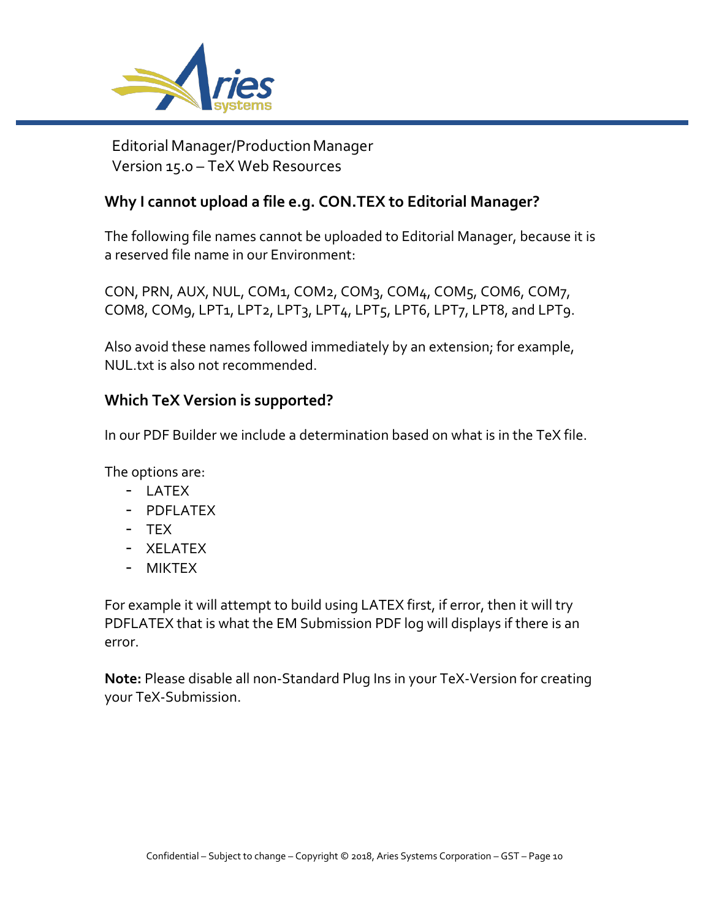Editorial Manager/Production Manager
Version 15.0 – TeX Web Resources

### Why I cannot upload a file e.g. CON.TEX to Editorial Manager?

The following file names cannot be uploaded to Editorial Manager, because it is a reserved file name in our Environment:

CON, PRN, AUX, NUL, COM1, COM2, COM3, COM4, COM5, COM6, COM7, COM8, COM9, LPT1, LPT2, LPT3, LPT4, LPT5, LPT6, LPT7, LPT8, and LPT9.

Also avoid these names followed immediately by an extension; for example, NUL.txt is also not recommended.

### Which TeX Version is supported?

In our PDF Builder we include a determination based on what is in the TeX file.

The options are:

- LATEX
- PDFLATEX
- TEX
- XELATEX
- MIKTEX

For example it will attempt to build using LATEX first, if error, then it will try PDFLATEX that is what the EM Submission PDF log will displays if there is an error.

**Note:** Please disable all non-Standard Plug Ins in your TeX-Version for creating your TeX-Submission.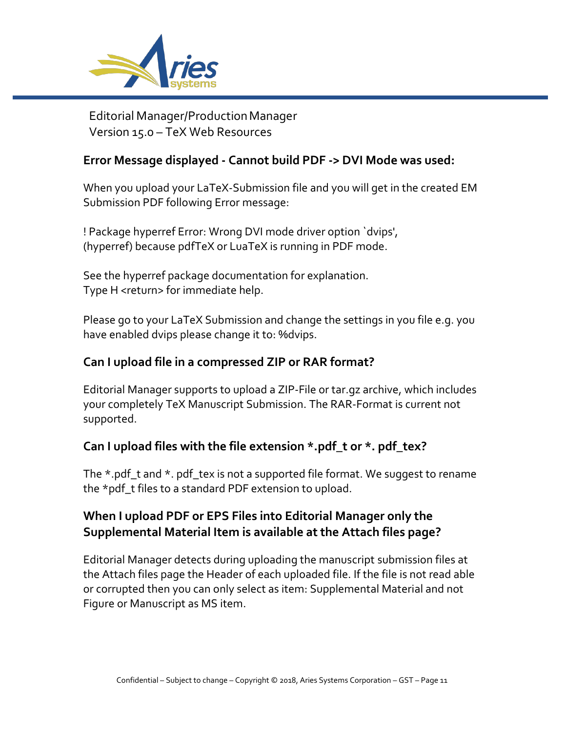## Error Message displayed - Cannot build PDF -> DVI Mode was used:

When you upload your LaTeX-Submission file and you will get in the created EM Submission PDF following Error message:

! Package hyperref Error: Wrong DVI mode driver option `dvips',
(hyperref) because pdfTeX or LuaTeX is running in PDF mode.

See the hyperref package documentation for explanation.
Type H <return> for immediate help.

Please go to your LaTeX Submission and change the settings in you file e.g. you have enabled dvips please change it to: %dvips.

## Can I upload file in a compressed ZIP or RAR format?

Editorial Manager supports to upload a ZIP-File or tar.gz archive, which includes your completely TeX Manuscript Submission. The RAR-Format is current not supported.

## Can I upload files with the file extension *.pdf_t or *. pdf_tex?

The *.pdf_t and *. pdf_tex is not a supported file format. We suggest to rename the *pdf_t files to a standard PDF extension to upload.

## When I upload PDF or EPS Files into Editorial Manager only the Supplemental Material Item is available at the Attach files page?

Editorial Manager detects during uploading the manuscript submission files at the Attach files page the Header of each uploaded file. If the file is not read able or corrupted then you can only select as item: Supplemental Material and not Figure or Manuscript as MS item.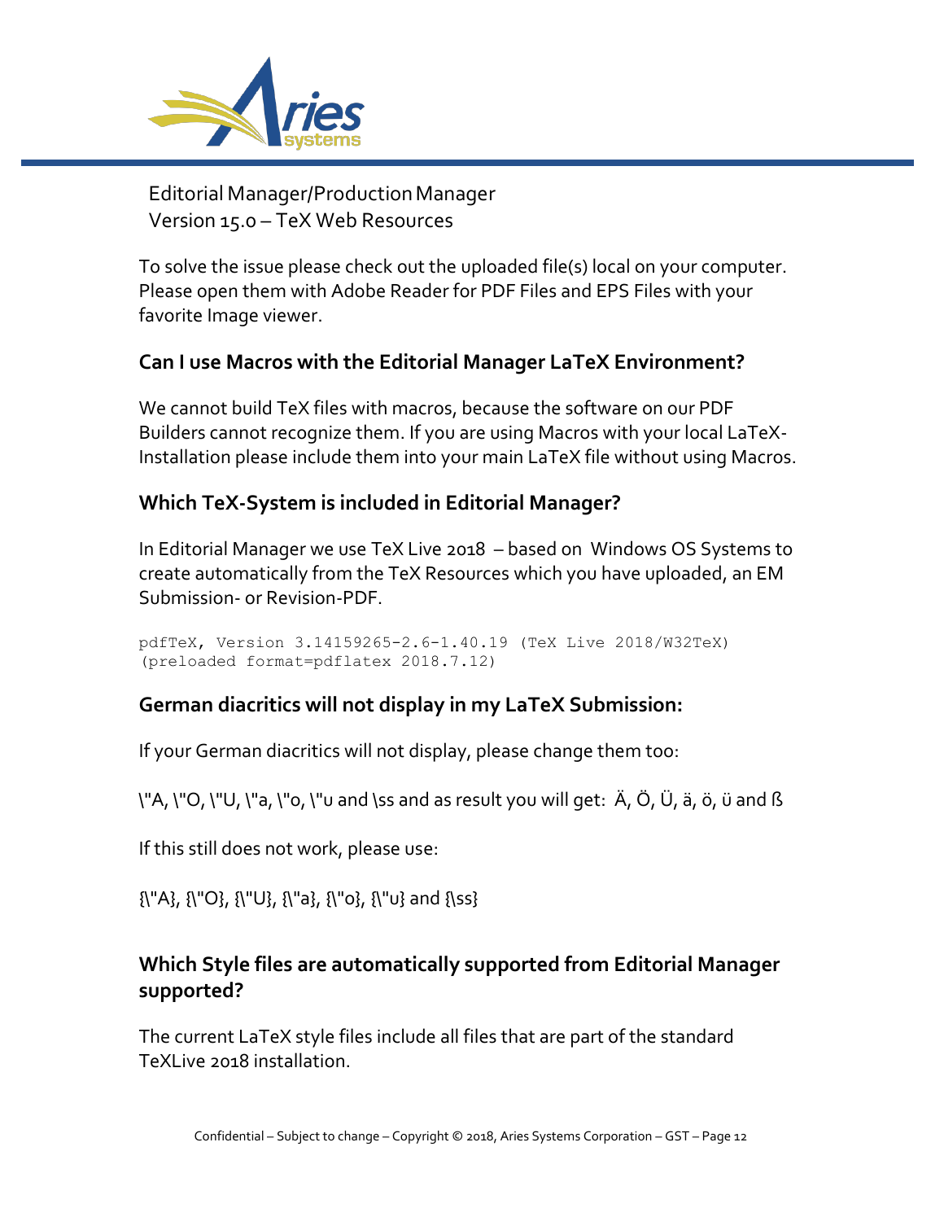To solve the issue please check out the uploaded file(s) local on your computer. Please open them with Adobe Reader for PDF Files and EPS Files with your favorite Image viewer.

### Can I use Macros with the Editorial Manager LaTeX Environment?

We cannot build TeX files with macros, because the software on our PDF Builders cannot recognize them. If you are using Macros with your local LaTeX-Installation please include them into your main LaTeX file without using Macros.

### Which TeX-System is included in Editorial Manager?

In Editorial Manager we use TeX Live 2018 – based on Windows OS Systems to create automatically from the TeX Resources which you have uploaded, an EM Submission- or Revision-PDF.

```
pdfTeX, Version 3.14159265-2.6-1.40.19 (TeX Live 2018/W32TeX)
(preloaded format=pdflatex 2018.7.12)
```

### German diacritics will not display in my LaTeX Submission:

If your German diacritics will not display, please change them too:

\"A, \"O, \"U, \"a, \"o, \"u and \ss and as result you will get: Ä, Ö, Ü, ä, ö, ü and ß

If this still does not work, please use:

{\"A}, {\"O}, {\"U}, {\"a}, {\"o}, {\"u} and {\ss}

### Which Style files are automatically supported from Editorial Manager supported?

The current LaTeX style files include all files that are part of the standard TeXLive 2018 installation.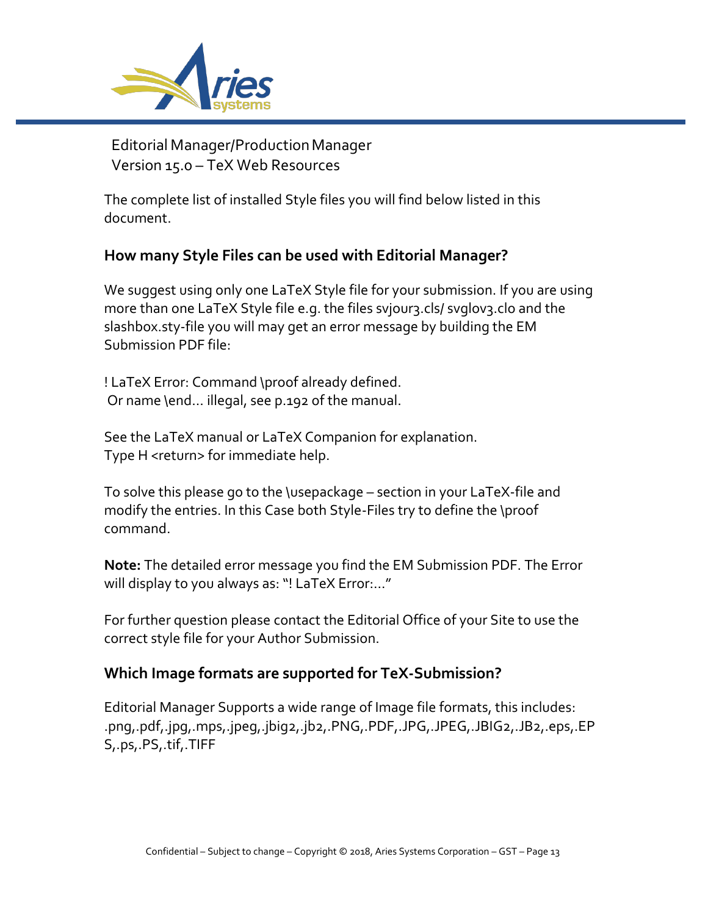Editorial Manager/Production Manager
Version 15.0 – TeX Web Resources

The complete list of installed Style files you will find below listed in this document.

### How many Style Files can be used with Editorial Manager?

We suggest using only one LaTeX Style file for your submission. If you are using more than one LaTeX Style file e.g. the files svjour3.cls/ svglov3.clo and the slashbox.sty-file you will may get an error message by building the EM Submission PDF file:

```
! LaTeX Error: Command \proof already defined.
 Or name \end... illegal, see p.192 of the manual.

See the LaTeX manual or LaTeX Companion for explanation.
Type H <return> for immediate help.
```

To solve this please go to the \usepackage – section in your LaTeX-file and modify the entries. In this Case both Style-Files try to define the \proof command.

**Note:** The detailed error message you find the EM Submission PDF. The Error will display to you always as: "! LaTeX Error:..."

For further question please contact the Editorial Office of your Site to use the correct style file for your Author Submission.

### Which Image formats are supported for TeX-Submission?

Editorial Manager Supports a wide range of Image file formats, this includes: .png,.pdf,.jpg,.mps,.jpeg,.jbig2,.jb2,.PNG,.PDF,.JPG,.JPEG,.JBIG2,.JB2,.eps,.EPS,.ps,.PS,.tif,.TIFF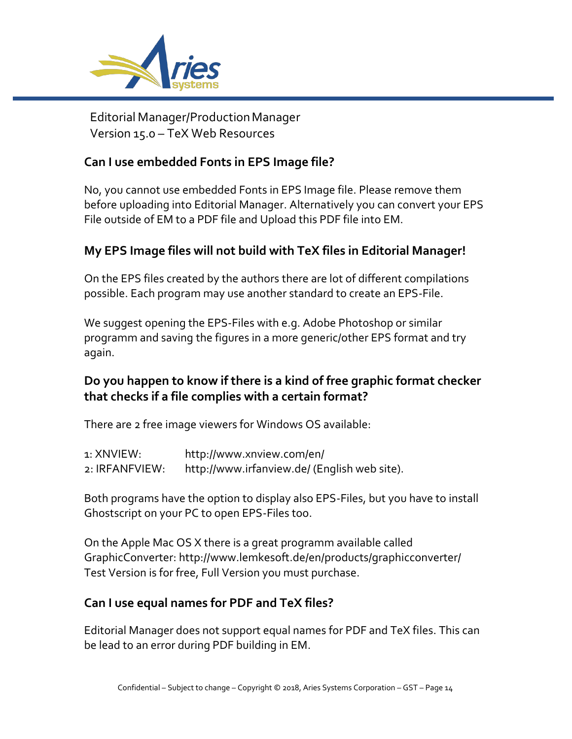Editorial Manager/Production Manager
Version 15.0 – TeX Web Resources

### Can I use embedded Fonts in EPS Image file?

No, you cannot use embedded Fonts in EPS Image file. Please remove them before uploading into Editorial Manager. Alternatively you can convert your EPS File outside of EM to a PDF file and Upload this PDF file into EM.

### My EPS Image files will not build with TeX files in Editorial Manager!

On the EPS files created by the authors there are lot of different compilations possible. Each program may use another standard to create an EPS-File.

We suggest opening the EPS-Files with e.g. Adobe Photoshop or similar programm and saving the figures in a more generic/other EPS format and try again.

### Do you happen to know if there is a kind of free graphic format checker that checks if a file complies with a certain format?

There are 2 free image viewers for Windows OS available:

1: XNVIEW: http://www.xnview.com/en/
2: IRFANFVIEW: http://www.irfanview.de/ (English web site).

Both programs have the option to display also EPS-Files, but you have to install Ghostscript on your PC to open EPS-Files too.

On the Apple Mac OS X there is a great programm available called GraphicConverter: http://www.lemkesoft.de/en/products/graphicconverter/
Test Version is for free, Full Version you must purchase.

### Can I use equal names for PDF and TeX files?

Editorial Manager does not support equal names for PDF and TeX files. This can be lead to an error during PDF building in EM.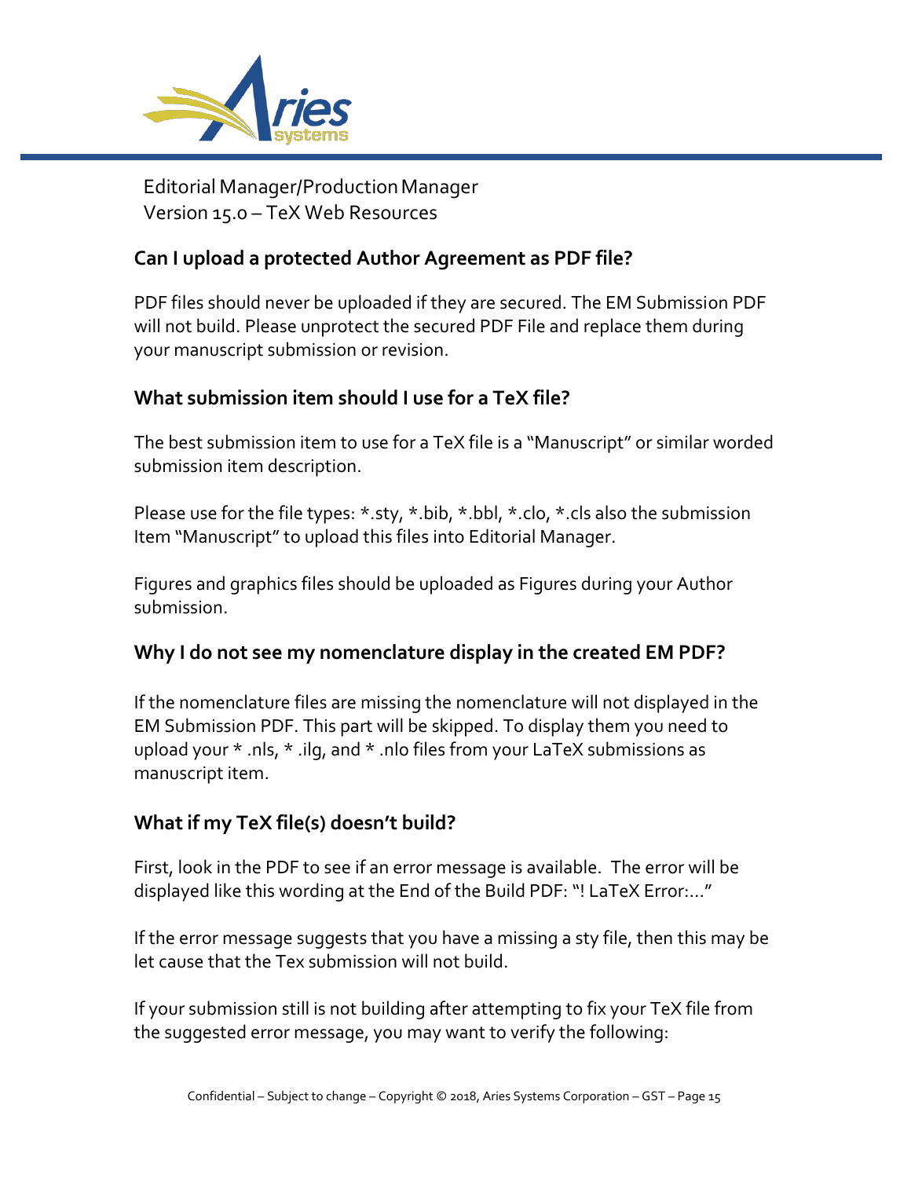## Can I upload a protected Author Agreement as PDF file?

PDF files should never be uploaded if they are secured. The EM Submission PDF will not build. Please unprotect the secured PDF File and replace them during your manuscript submission or revision.

## What submission item should I use for a TeX file?

The best submission item to use for a TeX file is a "Manuscript" or similar worded submission item description.

Please use for the file types: *.sty, *.bib, *.bbl, *.clo, *.cls also the submission Item "Manuscript" to upload this files into Editorial Manager.

Figures and graphics files should be uploaded as Figures during your Author submission.

## Why I do not see my nomenclature display in the created EM PDF?

If the nomenclature files are missing the nomenclature will not displayed in the EM Submission PDF. This part will be skipped. To display them you need to upload your * .nls, * .ilg, and * .nlo files from your LaTeX submissions as manuscript item.

## What if my TeX file(s) doesn't build?

First, look in the PDF to see if an error message is available. The error will be displayed like this wording at the End of the Build PDF: "! LaTeX Error:..."

If the error message suggests that you have a missing a sty file, then this may be let cause that the Tex submission will not build.

If your submission still is not building after attempting to fix your TeX file from the suggested error message, you may want to verify the following: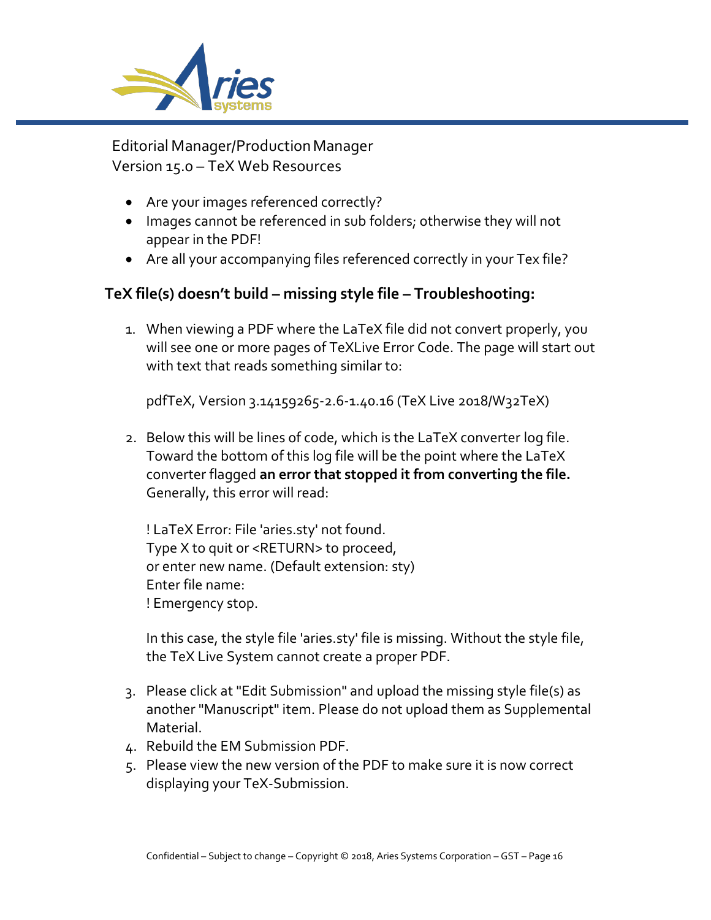- Are your images referenced correctly?
- Images cannot be referenced in sub folders; otherwise they will not appear in the PDF!
- Are all your accompanying files referenced correctly in your Tex file?

## TeX file(s) doesn't build – missing style file – Troubleshooting:

1. When viewing a PDF where the LaTeX file did not convert properly, you will see one or more pages of TeXLive Error Code. The page will start out with text that reads something similar to:

   pdfTeX, Version 3.14159265-2.6-1.40.16 (TeX Live 2018/W32TeX)

2. Below this will be lines of code, which is the LaTeX converter log file. Toward the bottom of this log file will be the point where the LaTeX converter flagged **an error that stopped it from converting the file.** Generally, this error will read:

   ```
   ! LaTeX Error: File 'aries.sty' not found.
   Type X to quit or <RETURN> to proceed,
   or enter new name. (Default extension: sty)
   Enter file name:
   ! Emergency stop.
   ```

   In this case, the style file 'aries.sty' file is missing. Without the style file, the TeX Live System cannot create a proper PDF.

3. Please click at "Edit Submission" and upload the missing style file(s) as another "Manuscript" item. Please do not upload them as Supplemental Material.
4. Rebuild the EM Submission PDF.
5. Please view the new version of the PDF to make sure it is now correct displaying your TeX-Submission.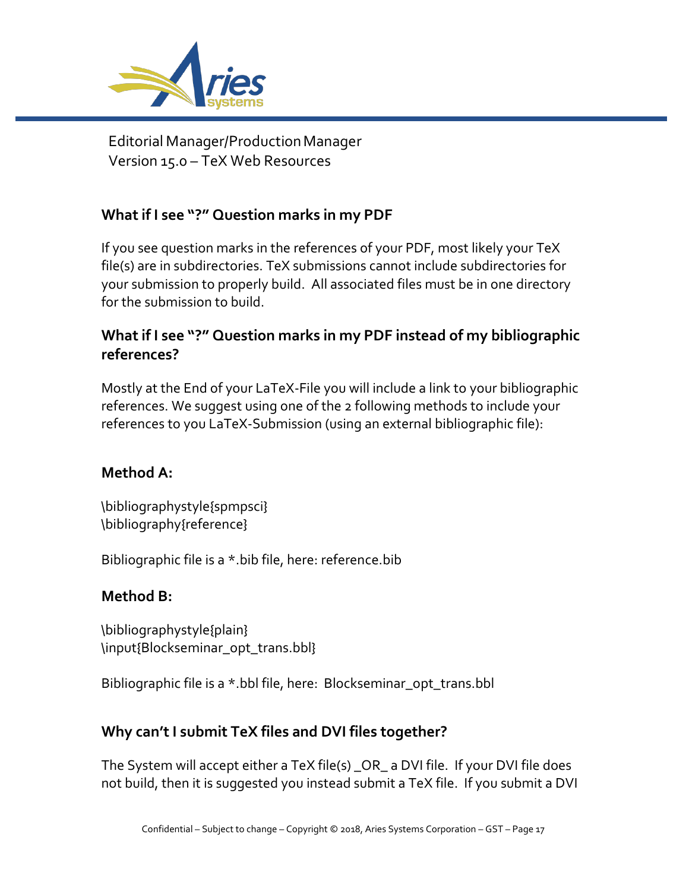### What if I see "?" Question marks in my PDF

If you see question marks in the references of your PDF, most likely your TeX file(s) are in subdirectories. TeX submissions cannot include subdirectories for your submission to properly build. All associated files must be in one directory for the submission to build.

### What if I see "?" Question marks in my PDF instead of my bibliographic references?

Mostly at the End of your LaTeX-File you will include a link to your bibliographic references. We suggest using one of the 2 following methods to include your references to you LaTeX-Submission (using an external bibliographic file):

### Method A:

```
\bibliographystyle{spmpsci}
\bibliography{reference}
```

Bibliographic file is a *.bib file, here: reference.bib

### Method B:

```
\bibliographystyle{plain}
\input{Blockseminar_opt_trans.bbl}
```

Bibliographic file is a *.bbl file, here: Blockseminar_opt_trans.bbl

### Why can't I submit TeX files and DVI files together?

The System will accept either a TeX file(s) _OR_ a DVI file. If your DVI file does not build, then it is suggested you instead submit a TeX file. If you submit a DVI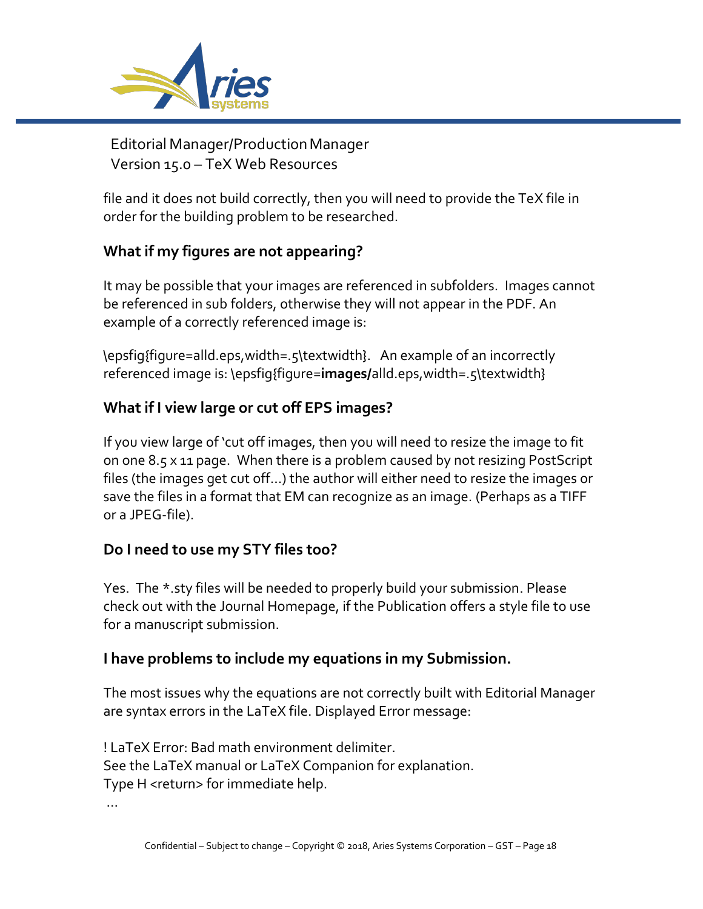file and it does not build correctly, then you will need to provide the TeX file in order for the building problem to be researched.

### What if my figures are not appearing?

It may be possible that your images are referenced in subfolders. Images cannot be referenced in sub folders, otherwise they will not appear in the PDF. An example of a correctly referenced image is:

\epsfig{figure=alld.eps,width=.5\textwidth}. An example of an incorrectly referenced image is: \epsfig{figure=**images/**alld.eps,width=.5\textwidth}

### What if I view large or cut off EPS images?

If you view large of 'cut off images, then you will need to resize the image to fit on one 8.5 x 11 page. When there is a problem caused by not resizing PostScript files (the images get cut off…) the author will either need to resize the images or save the files in a format that EM can recognize as an image. (Perhaps as a TIFF or a JPEG-file).

### Do I need to use my STY files too?

Yes. The *.sty files will be needed to properly build your submission. Please check out with the Journal Homepage, if the Publication offers a style file to use for a manuscript submission.

### I have problems to include my equations in my Submission.

The most issues why the equations are not correctly built with Editorial Manager are syntax errors in the LaTeX file. Displayed Error message:

```
! LaTeX Error: Bad math environment delimiter.
See the LaTeX manual or LaTeX Companion for explanation.
Type H <return> for immediate help.
...
```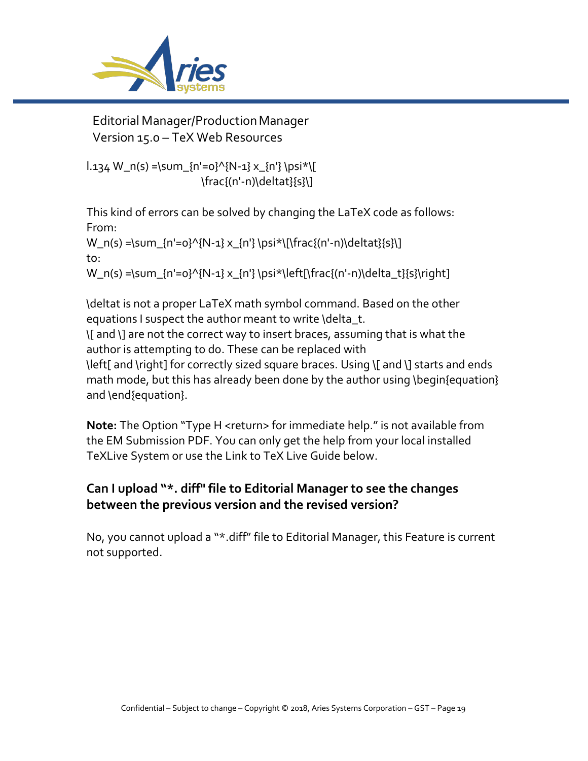```
l.134 W_n(s) =\sum_{n'=0}^{N-1} x_{n'} \psi*\[
                    \frac{(n'-n)\deltat}{s}\]
```

This kind of errors can be solved by changing the LaTeX code as follows:
From:

```
W_n(s) =\sum_{n'=0}^{N-1} x_{n'} \psi*\[\frac{(n'-n)\deltat}{s}\]
```

to:

```
W_n(s) =\sum_{n'=0}^{N-1} x_{n'} \psi*\left[\frac{(n'-n)\delta_t}{s}\right]
```

\deltat is not a proper LaTeX math symbol command. Based on the other equations I suspect the author meant to write \delta_t.
\[ and \] are not the correct way to insert braces, assuming that is what the author is attempting to do. These can be replaced with
\left[ and \right] for correctly sized square braces. Using \[ and \] starts and ends math mode, but this has already been done by the author using \begin{equation} and \end{equation}.

**Note:** The Option "Type H <return> for immediate help." is not available from the EM Submission PDF. You can only get the help from your local installed TeXLive System or use the Link to TeX Live Guide below.

## Can I upload "*. diff" file to Editorial Manager to see the changes between the previous version and the revised version?

No, you cannot upload a "*.diff" file to Editorial Manager, this Feature is current not supported.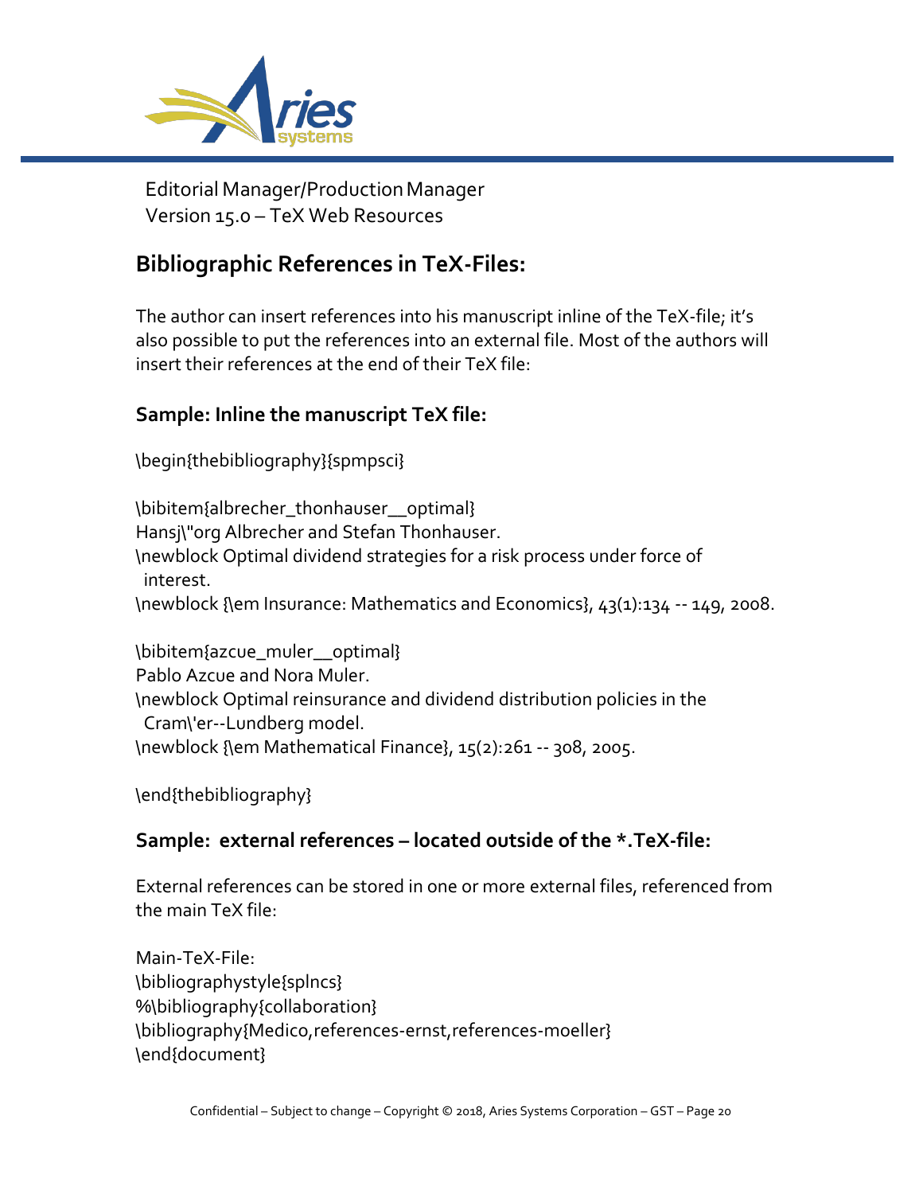Editorial Manager/Production Manager
Version 15.0 – TeX Web Resources

## Bibliographic References in TeX-Files:

The author can insert references into his manuscript inline of the TeX-file; it's also possible to put the references into an external file. Most of the authors will insert their references at the end of their TeX file:

### Sample: Inline the manuscript TeX file:

```
\begin{thebibliography}{spmpsci}

\bibitem{albrecher_thonhauser__optimal}
Hansj\"org Albrecher and Stefan Thonhauser.
\newblock Optimal dividend strategies for a risk process under force of
  interest.
\newblock {\em Insurance: Mathematics and Economics}, 43(1):134 -- 149, 2008.

\bibitem{azcue_muler__optimal}
Pablo Azcue and Nora Muler.
\newblock Optimal reinsurance and dividend distribution policies in the
  Cram\'er--Lundberg model.
\newblock {\em Mathematical Finance}, 15(2):261 -- 308, 2005.

\end{thebibliography}
```

### Sample: external references – located outside of the *.TeX-file:

External references can be stored in one or more external files, referenced from the main TeX file:

```
Main-TeX-File:
\bibliographystyle{splncs}
%\bibliography{collaboration}
\bibliography{Medico,references-ernst,references-moeller}
\end{document}
```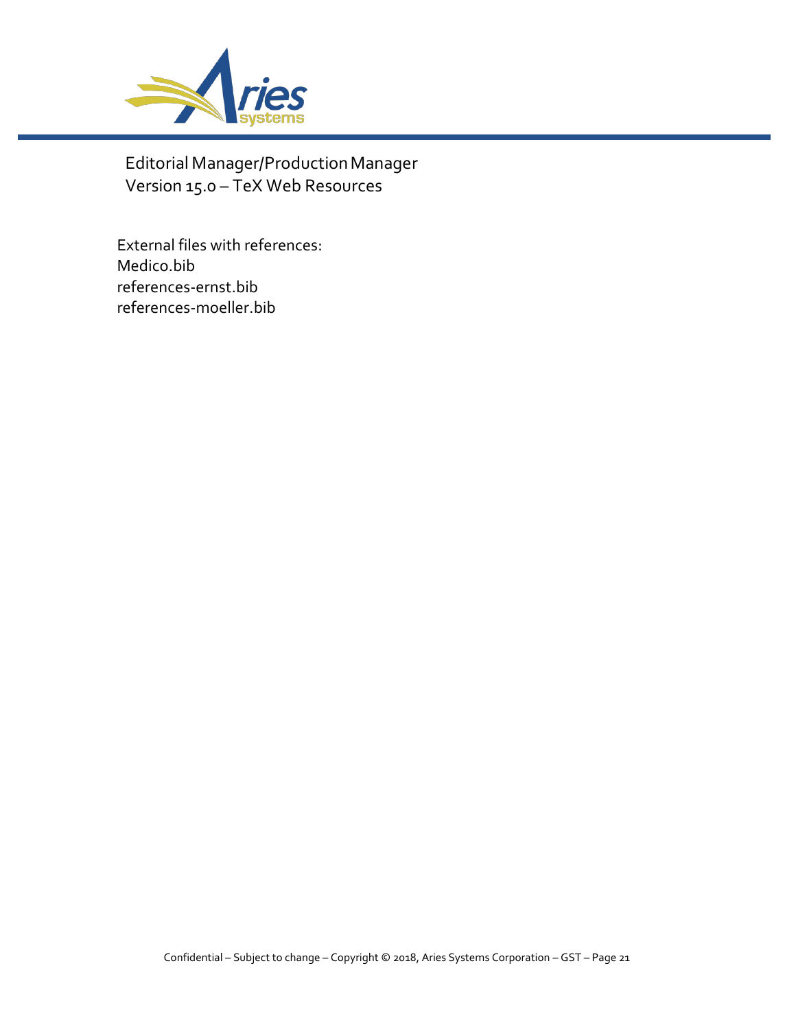External files with references:
Medico.bib
references-ernst.bib
references-moeller.bib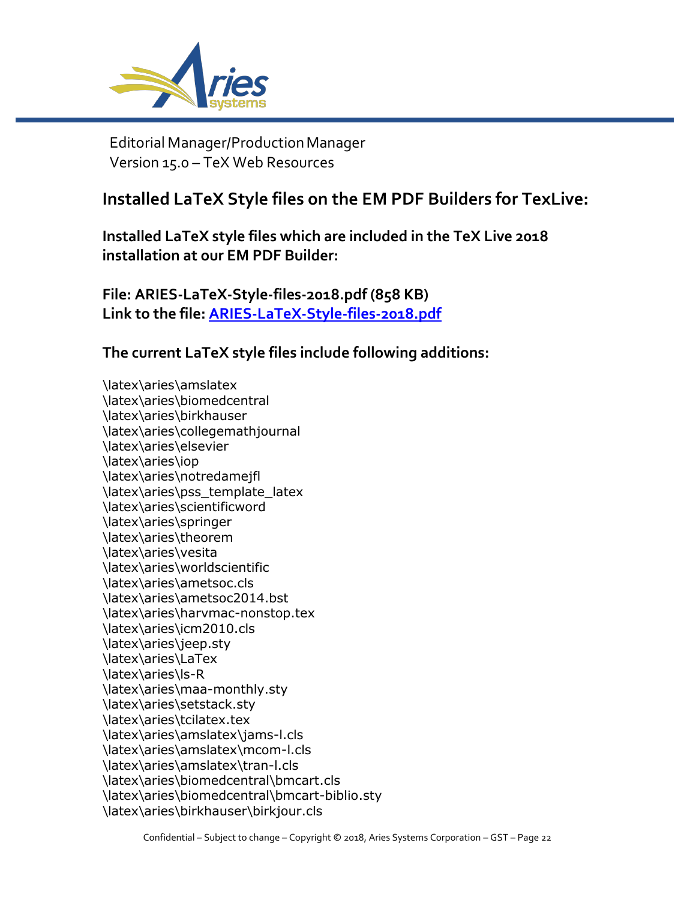Editorial Manager/Production Manager
Version 15.0 – TeX Web Resources

## Installed LaTeX Style files on the EM PDF Builders for TexLive:

### Installed LaTeX style files which are included in the TeX Live 2018 installation at our EM PDF Builder:

**File: ARIES-LaTeX-Style-files-2018.pdf (858 KB)**
**Link to the file: [ARIES-LaTeX-Style-files-2018.pdf](ARIES-LaTeX-Style-files-2018.pdf)**

### The current LaTeX style files include following additions:

```
\latex\aries\amslatex
\latex\aries\biomedcentral
\latex\aries\birkhauser
\latex\aries\collegemathjournal
\latex\aries\elsevier
\latex\aries\iop
\latex\aries\notredamejfl
\latex\aries\pss_template_latex
\latex\aries\scientificword
\latex\aries\springer
\latex\aries\theorem
\latex\aries\vesita
\latex\aries\worldscientific
\latex\aries\ametsoc.cls
\latex\aries\ametsoc2014.bst
\latex\aries\harvmac-nonstop.tex
\latex\aries\icm2010.cls
\latex\aries\jeep.sty
\latex\aries\LaTex
\latex\aries\ls-R
\latex\aries\maa-monthly.sty
\latex\aries\setstack.sty
\latex\aries\tcilatex.tex
\latex\aries\amslatex\jams-l.cls
\latex\aries\amslatex\mcom-l.cls
\latex\aries\amslatex\tran-l.cls
\latex\aries\biomedcentral\bmcart.cls
\latex\aries\biomedcentral\bmcart-biblio.sty
\latex\aries\birkhauser\birkjour.cls
```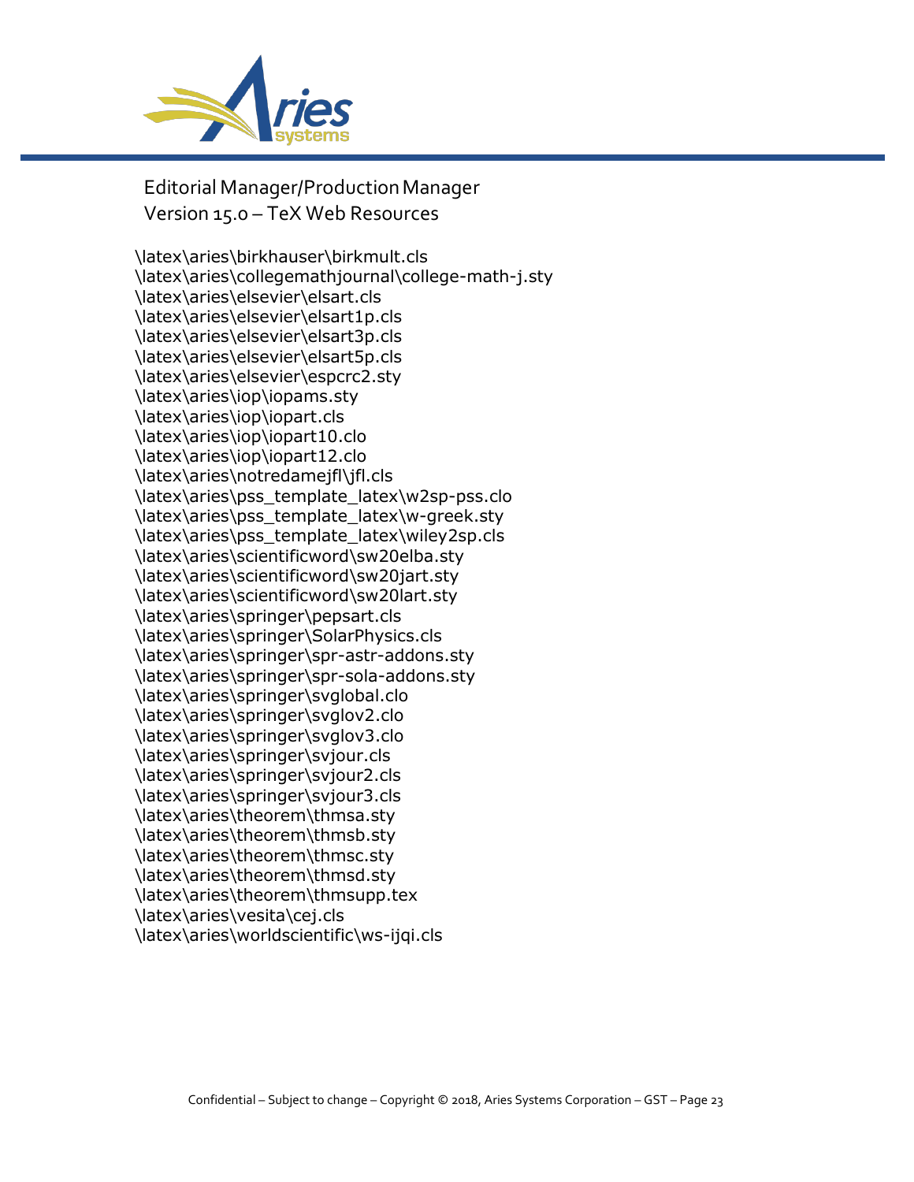\latex\aries\birkhauser\birkmult.cls
\latex\aries\collegemathjournal\college-math-j.sty
\latex\aries\elsevier\elsart.cls
\latex\aries\elsevier\elsart1p.cls
\latex\aries\elsevier\elsart3p.cls
\latex\aries\elsevier\elsart5p.cls
\latex\aries\elsevier\espcrc2.sty
\latex\aries\iop\iopams.sty
\latex\aries\iop\iopart.cls
\latex\aries\iop\iopart10.clo
\latex\aries\iop\iopart12.clo
\latex\aries\notredamejfl\jfl.cls
\latex\aries\pss_template_latex\w2sp-pss.clo
\latex\aries\pss_template_latex\w-greek.sty
\latex\aries\pss_template_latex\wiley2sp.cls
\latex\aries\scientificword\sw20elba.sty
\latex\aries\scientificword\sw20jart.sty
\latex\aries\scientificword\sw20lart.sty
\latex\aries\springer\pepsart.cls
\latex\aries\springer\SolarPhysics.cls
\latex\aries\springer\spr-astr-addons.sty
\latex\aries\springer\spr-sola-addons.sty
\latex\aries\springer\svglobal.clo
\latex\aries\springer\svglov2.clo
\latex\aries\springer\svglov3.clo
\latex\aries\springer\svjour.cls
\latex\aries\springer\svjour2.cls
\latex\aries\springer\svjour3.cls
\latex\aries\theorem\thmsa.sty
\latex\aries\theorem\thmsb.sty
\latex\aries\theorem\thmsc.sty
\latex\aries\theorem\thmsd.sty
\latex\aries\theorem\thmsupp.tex
\latex\aries\vesita\cej.cls
\latex\aries\worldscientific\ws-ijqi.cls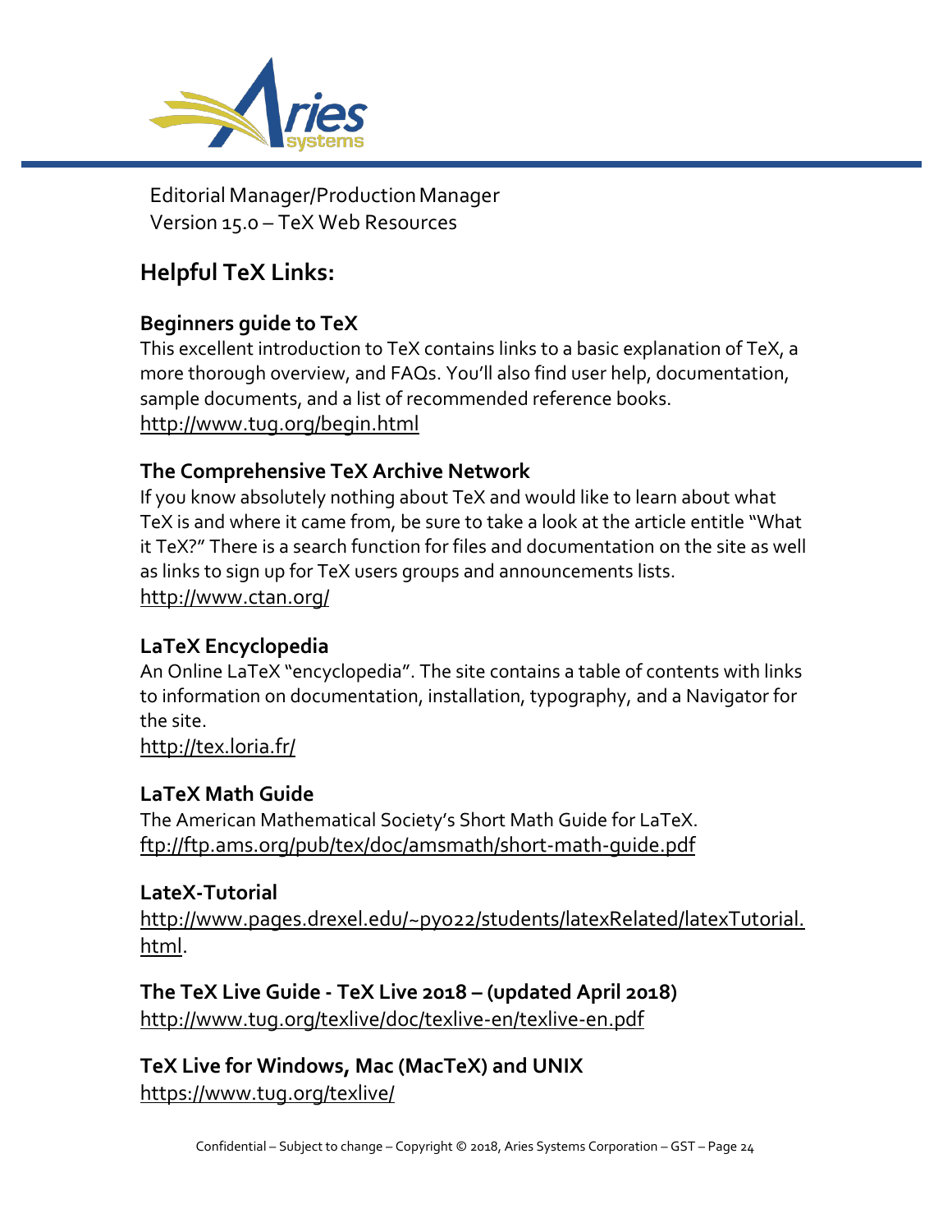Editorial Manager/Production Manager
Version 15.0 – TeX Web Resources

## Helpful TeX Links:

### Beginners guide to TeX

This excellent introduction to TeX contains links to a basic explanation of TeX, a more thorough overview, and FAQs. You'll also find user help, documentation, sample documents, and a list of recommended reference books.
http://www.tug.org/begin.html

### The Comprehensive TeX Archive Network

If you know absolutely nothing about TeX and would like to learn about what TeX is and where it came from, be sure to take a look at the article entitle "What it TeX?" There is a search function for files and documentation on the site as well as links to sign up for TeX users groups and announcements lists.
http://www.ctan.org/

### LaTeX Encyclopedia

An Online LaTeX "encyclopedia". The site contains a table of contents with links to information on documentation, installation, typography, and a Navigator for the site.
http://tex.loria.fr/

### LaTeX Math Guide

The American Mathematical Society's Short Math Guide for LaTeX.
ftp://ftp.ams.org/pub/tex/doc/amsmath/short-math-guide.pdf

### LateX-Tutorial

http://www.pages.drexel.edu/~pyo22/students/latexRelated/latexTutorial.html.

### The TeX Live Guide - TeX Live 2018 – (updated April 2018)

http://www.tug.org/texlive/doc/texlive-en/texlive-en.pdf

### TeX Live for Windows, Mac (MacTeX) and UNIX

https://www.tug.org/texlive/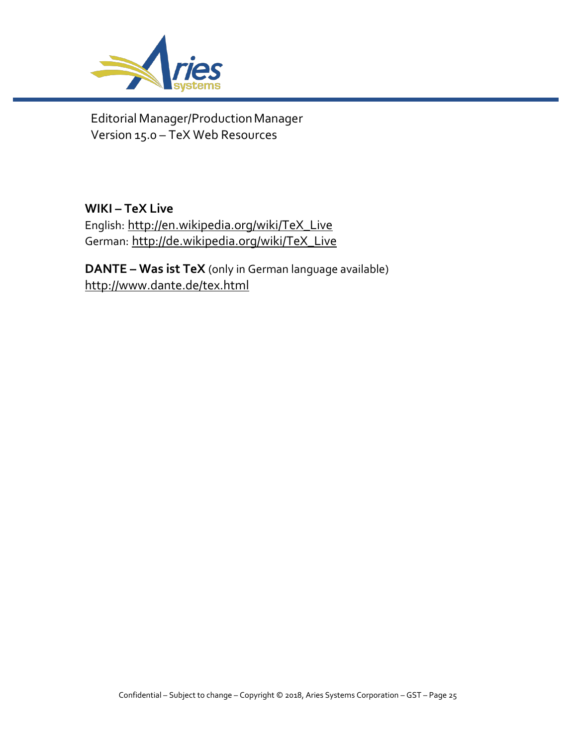Editorial Manager/Production Manager
Version 15.0 – TeX Web Resources

**WIKI – TeX Live**
English: http://en.wikipedia.org/wiki/TeX_Live
German: http://de.wikipedia.org/wiki/TeX_Live

**DANTE – Was ist TeX** (only in German language available)
http://www.dante.de/tex.html